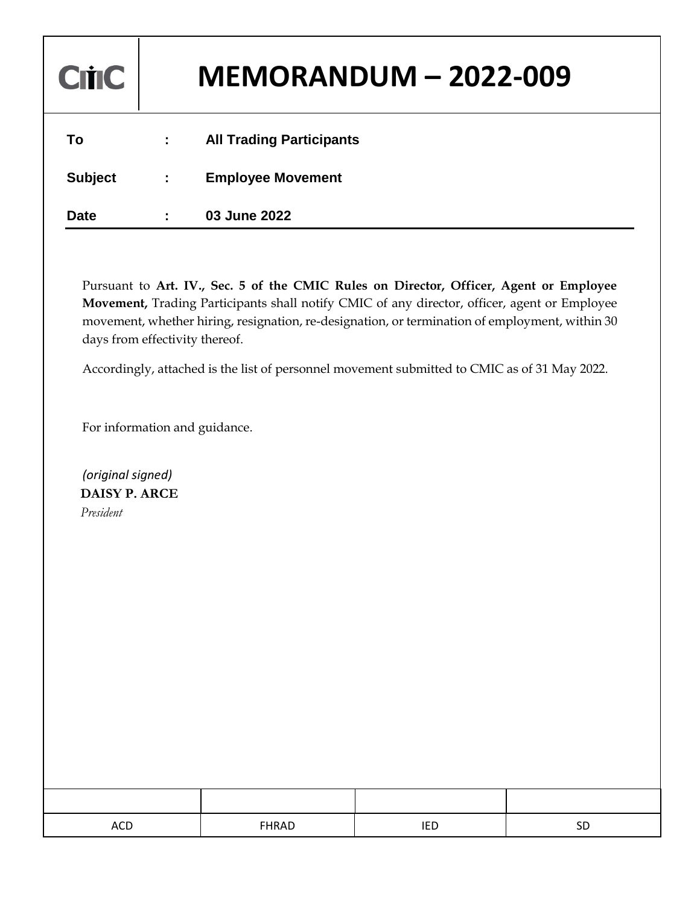CMIC

# MEMORANDUM – 2022-009

| | | |
|---|---|---|
| **To** | **:** | **All Trading Participants** |
| **Subject** | **:** | **Employee Movement** |
| **Date** | **:** | **03 June 2022** |

Pursuant to **Art. IV., Sec. 5 of the CMIC Rules on Director, Officer, Agent or Employee Movement,** Trading Participants shall notify CMIC of any director, officer, agent or Employee movement, whether hiring, resignation, re-designation, or termination of employment, within 30 days from effectivity thereof.

Accordingly, attached is the list of personnel movement submitted to CMIC as of 31 May 2022.

For information and guidance.

*(original signed)*
**DAISY P. ARCE**
*President*

| | | | |
|---|---|---|---|
| | | | |
| ACD | FHRAD | IED | SD |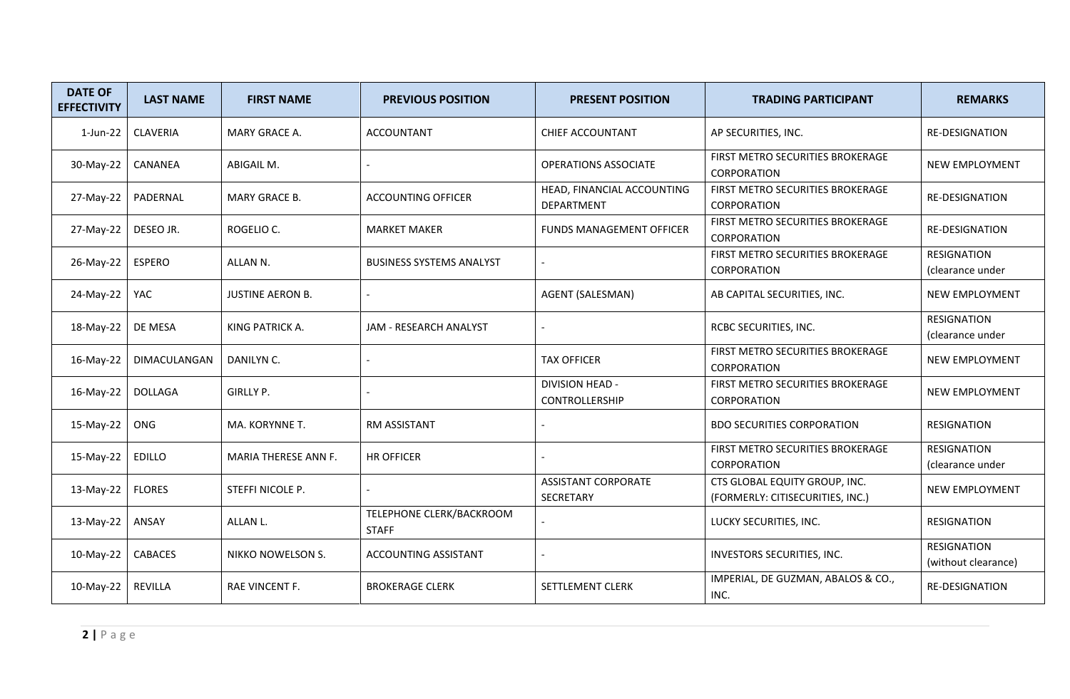| DATE OF EFFECTIVITY | LAST NAME | FIRST NAME | PREVIOUS POSITION | PRESENT POSITION | TRADING PARTICIPANT | REMARKS |
| --- | --- | --- | --- | --- | --- | --- |
| 1-Jun-22 | CLAVERIA | MARY GRACE A. | ACCOUNTANT | CHIEF ACCOUNTANT | AP SECURITIES, INC. | RE-DESIGNATION |
| 30-May-22 | CANANEA | ABIGAIL M. | - | OPERATIONS ASSOCIATE | FIRST METRO SECURITIES BROKERAGE CORPORATION | NEW EMPLOYMENT |
| 27-May-22 | PADERNAL | MARY GRACE B. | ACCOUNTING OFFICER | HEAD, FINANCIAL ACCOUNTING DEPARTMENT | FIRST METRO SECURITIES BROKERAGE CORPORATION | RE-DESIGNATION |
| 27-May-22 | DESEO JR. | ROGELIO C. | MARKET MAKER | FUNDS MANAGEMENT OFFICER | FIRST METRO SECURITIES BROKERAGE CORPORATION | RE-DESIGNATION |
| 26-May-22 | ESPERO | ALLAN N. | BUSINESS SYSTEMS ANALYST | - | FIRST METRO SECURITIES BROKERAGE CORPORATION | RESIGNATION (clearance under |
| 24-May-22 | YAC | JUSTINE AERON B. | - | AGENT (SALESMAN) | AB CAPITAL SECURITIES, INC. | NEW EMPLOYMENT |
| 18-May-22 | DE MESA | KING PATRICK A. | JAM - RESEARCH ANALYST | - | RCBC SECURITIES, INC. | RESIGNATION (clearance under |
| 16-May-22 | DIMACULANGAN | DANILYN C. | - | TAX OFFICER | FIRST METRO SECURITIES BROKERAGE CORPORATION | NEW EMPLOYMENT |
| 16-May-22 | DOLLAGA | GIRLLY P. | - | DIVISION HEAD - CONTROLLERSHIP | FIRST METRO SECURITIES BROKERAGE CORPORATION | NEW EMPLOYMENT |
| 15-May-22 | ONG | MA. KORYNNE T. | RM ASSISTANT | - | BDO SECURITIES CORPORATION | RESIGNATION |
| 15-May-22 | EDILLO | MARIA THERESE ANN F. | HR OFFICER | - | FIRST METRO SECURITIES BROKERAGE CORPORATION | RESIGNATION (clearance under |
| 13-May-22 | FLORES | STEFFI NICOLE P. | - | ASSISTANT CORPORATE SECRETARY | CTS GLOBAL EQUITY GROUP, INC. (FORMERLY: CITISECURITIES, INC.) | NEW EMPLOYMENT |
| 13-May-22 | ANSAY | ALLAN L. | TELEPHONE CLERK/BACKROOM STAFF | - | LUCKY SECURITIES, INC. | RESIGNATION |
| 10-May-22 | CABACES | NIKKO NOWELSON S. | ACCOUNTING ASSISTANT | - | INVESTORS SECURITIES, INC. | RESIGNATION (without clearance) |
| 10-May-22 | REVILLA | RAE VINCENT F. | BROKERAGE CLERK | SETTLEMENT CLERK | IMPERIAL, DE GUZMAN, ABALOS & CO., INC. | RE-DESIGNATION |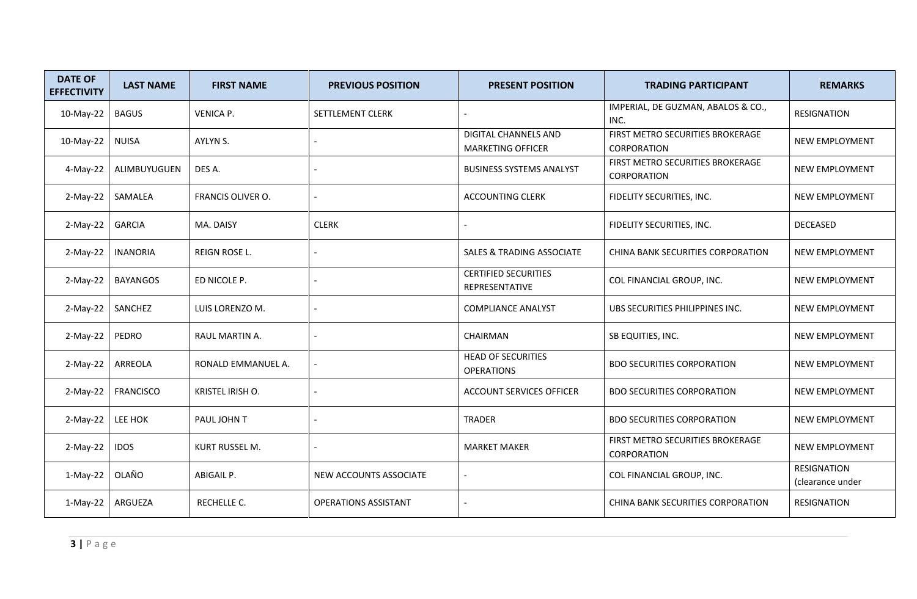| DATE OF EFFECTIVITY | LAST NAME | FIRST NAME | PREVIOUS POSITION | PRESENT POSITION | TRADING PARTICIPANT | REMARKS |
|---|---|---|---|---|---|---|
| 10-May-22 | BAGUS | VENICA P. | SETTLEMENT CLERK | - | IMPERIAL, DE GUZMAN, ABALOS & CO., INC. | RESIGNATION |
| 10-May-22 | NUISA | AYLYN S. | - | DIGITAL CHANNELS AND MARKETING OFFICER | FIRST METRO SECURITIES BROKERAGE CORPORATION | NEW EMPLOYMENT |
| 4-May-22 | ALIMBUYUGUEN | DES A. | - | BUSINESS SYSTEMS ANALYST | FIRST METRO SECURITIES BROKERAGE CORPORATION | NEW EMPLOYMENT |
| 2-May-22 | SAMALEA | FRANCIS OLIVER O. | - | ACCOUNTING CLERK | FIDELITY SECURITIES, INC. | NEW EMPLOYMENT |
| 2-May-22 | GARCIA | MA. DAISY | CLERK | - | FIDELITY SECURITIES, INC. | DECEASED |
| 2-May-22 | INANORIA | REIGN ROSE L. | - | SALES & TRADING ASSOCIATE | CHINA BANK SECURITIES CORPORATION | NEW EMPLOYMENT |
| 2-May-22 | BAYANGOS | ED NICOLE P. | - | CERTIFIED SECURITIES REPRESENTATIVE | COL FINANCIAL GROUP, INC. | NEW EMPLOYMENT |
| 2-May-22 | SANCHEZ | LUIS LORENZO M. | - | COMPLIANCE ANALYST | UBS SECURITIES PHILIPPINES INC. | NEW EMPLOYMENT |
| 2-May-22 | PEDRO | RAUL MARTIN A. | - | CHAIRMAN | SB EQUITIES, INC. | NEW EMPLOYMENT |
| 2-May-22 | ARREOLA | RONALD EMMANUEL A. | - | HEAD OF SECURITIES OPERATIONS | BDO SECURITIES CORPORATION | NEW EMPLOYMENT |
| 2-May-22 | FRANCISCO | KRISTEL IRISH O. | - | ACCOUNT SERVICES OFFICER | BDO SECURITIES CORPORATION | NEW EMPLOYMENT |
| 2-May-22 | LEE HOK | PAUL JOHN T | - | TRADER | BDO SECURITIES CORPORATION | NEW EMPLOYMENT |
| 2-May-22 | IDOS | KURT RUSSEL M. | - | MARKET MAKER | FIRST METRO SECURITIES BROKERAGE CORPORATION | NEW EMPLOYMENT |
| 1-May-22 | OLAÑO | ABIGAIL P. | NEW ACCOUNTS ASSOCIATE | - | COL FINANCIAL GROUP, INC. | RESIGNATION (clearance under |
| 1-May-22 | ARGUEZA | RECHELLE C. | OPERATIONS ASSISTANT | - | CHINA BANK SECURITIES CORPORATION | RESIGNATION |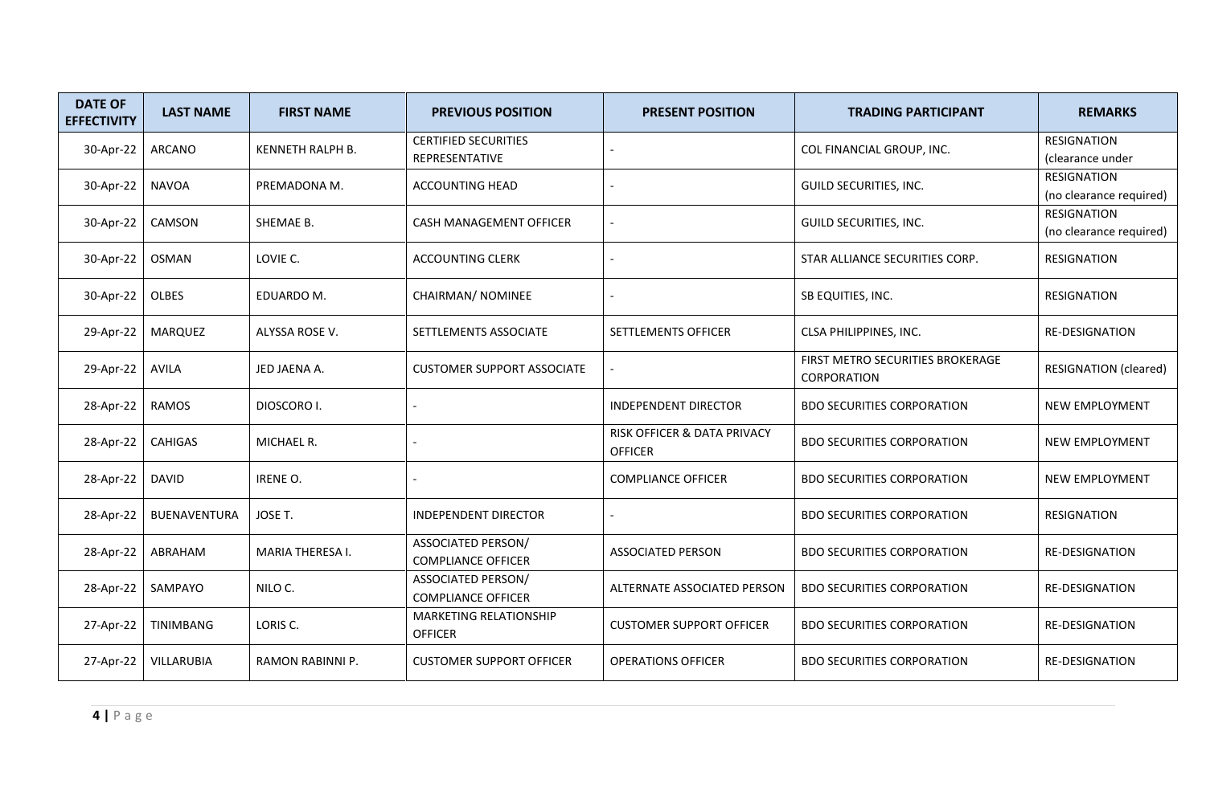| DATE OF EFFECTIVITY | LAST NAME | FIRST NAME | PREVIOUS POSITION | PRESENT POSITION | TRADING PARTICIPANT | REMARKS |
|---|---|---|---|---|---|---|
| 30-Apr-22 | ARCANO | KENNETH RALPH B. | CERTIFIED SECURITIES REPRESENTATIVE | - | COL FINANCIAL GROUP, INC. | RESIGNATION (clearance under |
| 30-Apr-22 | NAVOA | PREMADONA M. | ACCOUNTING HEAD | - | GUILD SECURITIES, INC. | RESIGNATION (no clearance required) |
| 30-Apr-22 | CAMSON | SHEMAE B. | CASH MANAGEMENT OFFICER | - | GUILD SECURITIES, INC. | RESIGNATION (no clearance required) |
| 30-Apr-22 | OSMAN | LOVIE C. | ACCOUNTING CLERK | - | STAR ALLIANCE SECURITIES CORP. | RESIGNATION |
| 30-Apr-22 | OLBES | EDUARDO M. | CHAIRMAN/ NOMINEE | - | SB EQUITIES, INC. | RESIGNATION |
| 29-Apr-22 | MARQUEZ | ALYSSA ROSE V. | SETTLEMENTS ASSOCIATE | SETTLEMENTS OFFICER | CLSA PHILIPPINES, INC. | RE-DESIGNATION |
| 29-Apr-22 | AVILA | JED JAENA A. | CUSTOMER SUPPORT ASSOCIATE | - | FIRST METRO SECURITIES BROKERAGE CORPORATION | RESIGNATION (cleared) |
| 28-Apr-22 | RAMOS | DIOSCORO I. | - | INDEPENDENT DIRECTOR | BDO SECURITIES CORPORATION | NEW EMPLOYMENT |
| 28-Apr-22 | CAHIGAS | MICHAEL R. | - | RISK OFFICER & DATA PRIVACY OFFICER | BDO SECURITIES CORPORATION | NEW EMPLOYMENT |
| 28-Apr-22 | DAVID | IRENE O. | - | COMPLIANCE OFFICER | BDO SECURITIES CORPORATION | NEW EMPLOYMENT |
| 28-Apr-22 | BUENAVENTURA | JOSE T. | INDEPENDENT DIRECTOR | - | BDO SECURITIES CORPORATION | RESIGNATION |
| 28-Apr-22 | ABRAHAM | MARIA THERESA I. | ASSOCIATED PERSON/ COMPLIANCE OFFICER | ASSOCIATED PERSON | BDO SECURITIES CORPORATION | RE-DESIGNATION |
| 28-Apr-22 | SAMPAYO | NILO C. | ASSOCIATED PERSON/ COMPLIANCE OFFICER | ALTERNATE ASSOCIATED PERSON | BDO SECURITIES CORPORATION | RE-DESIGNATION |
| 27-Apr-22 | TINIMBANG | LORIS C. | MARKETING RELATIONSHIP OFFICER | CUSTOMER SUPPORT OFFICER | BDO SECURITIES CORPORATION | RE-DESIGNATION |
| 27-Apr-22 | VILLARUBIA | RAMON RABINNI P. | CUSTOMER SUPPORT OFFICER | OPERATIONS OFFICER | BDO SECURITIES CORPORATION | RE-DESIGNATION |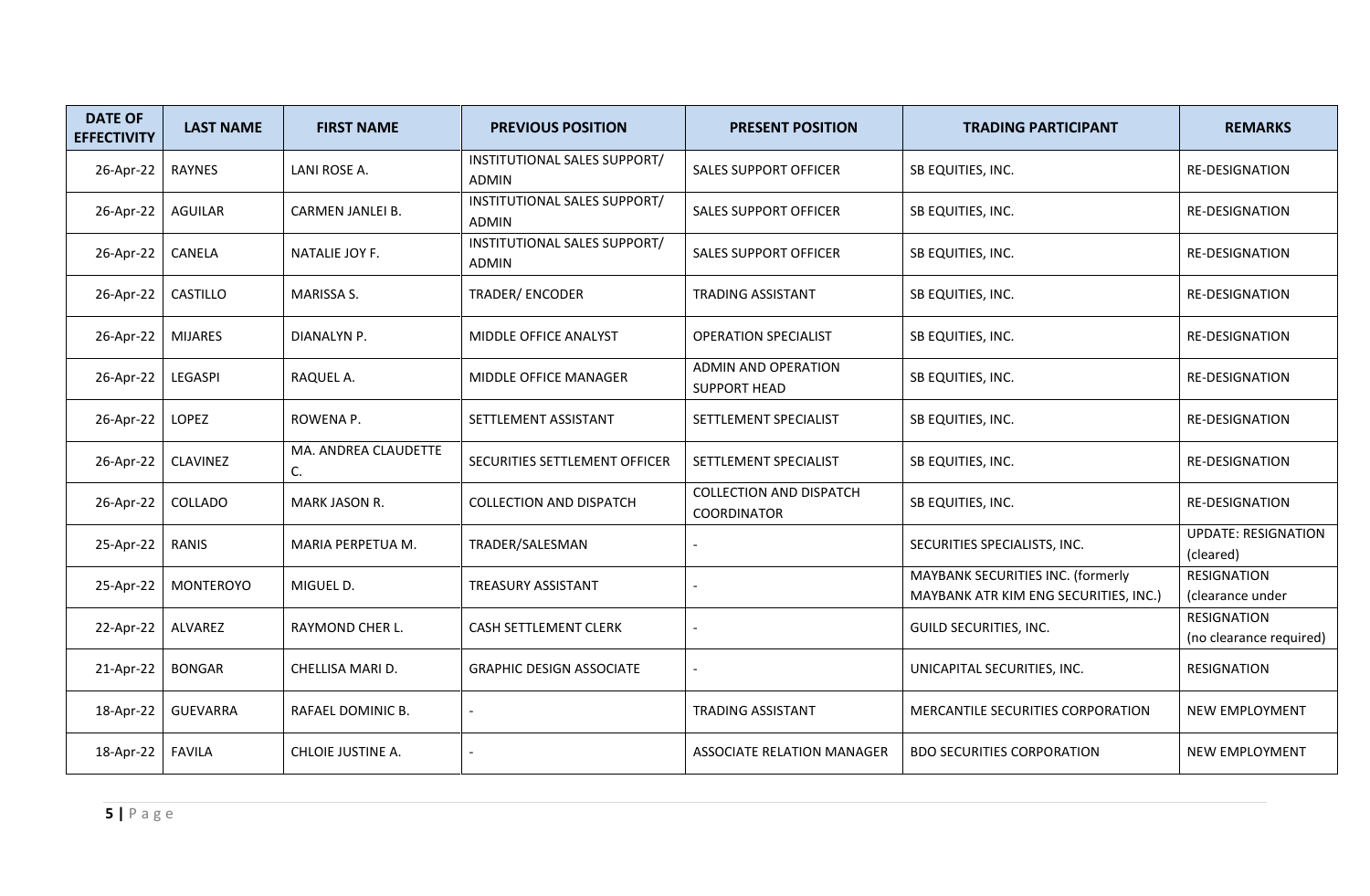| DATE OF EFFECTIVITY | LAST NAME | FIRST NAME | PREVIOUS POSITION | PRESENT POSITION | TRADING PARTICIPANT | REMARKS |
|---|---|---|---|---|---|---|
| 26-Apr-22 | RAYNES | LANI ROSE A. | INSTITUTIONAL SALES SUPPORT/ ADMIN | SALES SUPPORT OFFICER | SB EQUITIES, INC. | RE-DESIGNATION |
| 26-Apr-22 | AGUILAR | CARMEN JANLEI B. | INSTITUTIONAL SALES SUPPORT/ ADMIN | SALES SUPPORT OFFICER | SB EQUITIES, INC. | RE-DESIGNATION |
| 26-Apr-22 | CANELA | NATALIE JOY F. | INSTITUTIONAL SALES SUPPORT/ ADMIN | SALES SUPPORT OFFICER | SB EQUITIES, INC. | RE-DESIGNATION |
| 26-Apr-22 | CASTILLO | MARISSA S. | TRADER/ ENCODER | TRADING ASSISTANT | SB EQUITIES, INC. | RE-DESIGNATION |
| 26-Apr-22 | MIJARES | DIANALYN P. | MIDDLE OFFICE ANALYST | OPERATION SPECIALIST | SB EQUITIES, INC. | RE-DESIGNATION |
| 26-Apr-22 | LEGASPI | RAQUEL A. | MIDDLE OFFICE MANAGER | ADMIN AND OPERATION SUPPORT HEAD | SB EQUITIES, INC. | RE-DESIGNATION |
| 26-Apr-22 | LOPEZ | ROWENA P. | SETTLEMENT ASSISTANT | SETTLEMENT SPECIALIST | SB EQUITIES, INC. | RE-DESIGNATION |
| 26-Apr-22 | CLAVINEZ | MA. ANDREA CLAUDETTE C. | SECURITIES SETTLEMENT OFFICER | SETTLEMENT SPECIALIST | SB EQUITIES, INC. | RE-DESIGNATION |
| 26-Apr-22 | COLLADO | MARK JASON R. | COLLECTION AND DISPATCH | COLLECTION AND DISPATCH COORDINATOR | SB EQUITIES, INC. | RE-DESIGNATION |
| 25-Apr-22 | RANIS | MARIA PERPETUA M. | TRADER/SALESMAN | - | SECURITIES SPECIALISTS, INC. | UPDATE: RESIGNATION (cleared) |
| 25-Apr-22 | MONTEROYO | MIGUEL D. | TREASURY ASSISTANT | - | MAYBANK SECURITIES INC. (formerly MAYBANK ATR KIM ENG SECURITIES, INC.) | RESIGNATION (clearance under |
| 22-Apr-22 | ALVAREZ | RAYMOND CHER L. | CASH SETTLEMENT CLERK | - | GUILD SECURITIES, INC. | RESIGNATION (no clearance required) |
| 21-Apr-22 | BONGAR | CHELLISA MARI D. | GRAPHIC DESIGN ASSOCIATE | - | UNICAPITAL SECURITIES, INC. | RESIGNATION |
| 18-Apr-22 | GUEVARRA | RAFAEL DOMINIC B. | - | TRADING ASSISTANT | MERCANTILE SECURITIES CORPORATION | NEW EMPLOYMENT |
| 18-Apr-22 | FAVILA | CHLOIE JUSTINE A. | - | ASSOCIATE RELATION MANAGER | BDO SECURITIES CORPORATION | NEW EMPLOYMENT |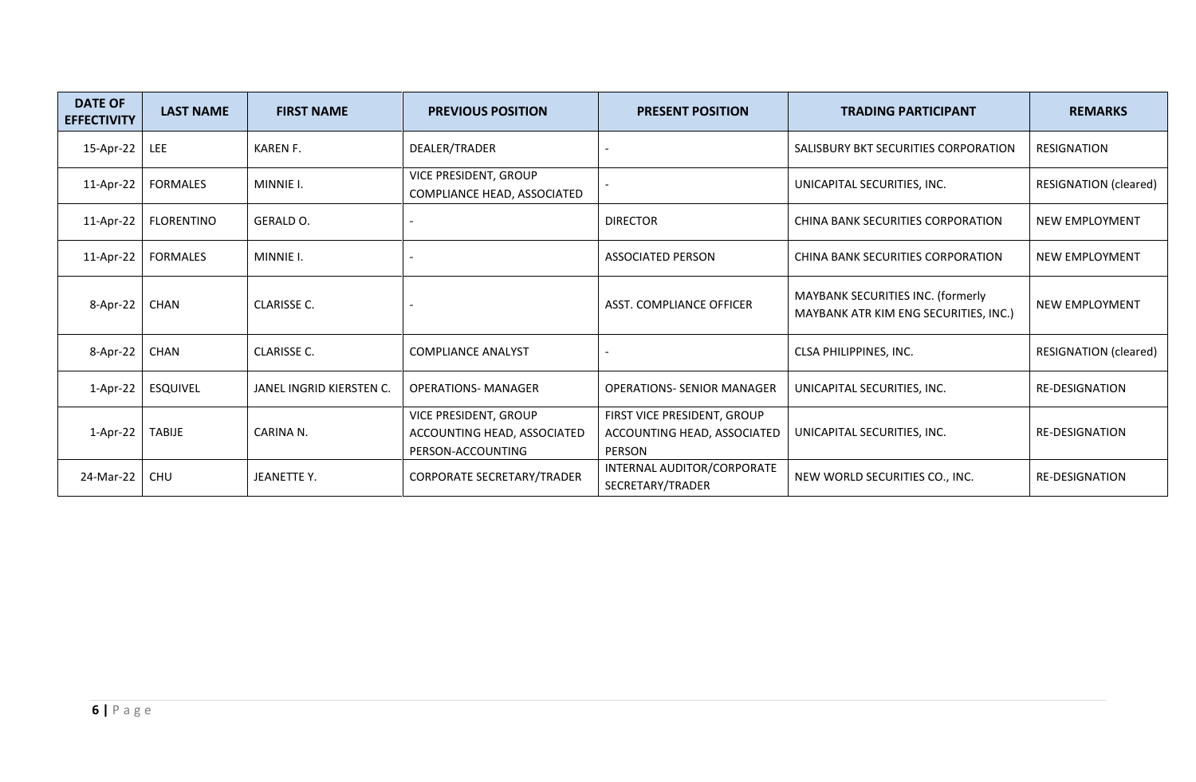| DATE OF EFFECTIVITY | LAST NAME | FIRST NAME | PREVIOUS POSITION | PRESENT POSITION | TRADING PARTICIPANT | REMARKS |
|---|---|---|---|---|---|---|
| 15-Apr-22 | LEE | KAREN F. | DEALER/TRADER | - | SALISBURY BKT SECURITIES CORPORATION | RESIGNATION |
| 11-Apr-22 | FORMALES | MINNIE I. | VICE PRESIDENT, GROUP COMPLIANCE HEAD, ASSOCIATED | - | UNICAPITAL SECURITIES, INC. | RESIGNATION (cleared) |
| 11-Apr-22 | FLORENTINO | GERALD O. | - | DIRECTOR | CHINA BANK SECURITIES CORPORATION | NEW EMPLOYMENT |
| 11-Apr-22 | FORMALES | MINNIE I. | - | ASSOCIATED PERSON | CHINA BANK SECURITIES CORPORATION | NEW EMPLOYMENT |
| 8-Apr-22 | CHAN | CLARISSE C. | - | ASST. COMPLIANCE OFFICER | MAYBANK SECURITIES INC. (formerly MAYBANK ATR KIM ENG SECURITIES, INC.) | NEW EMPLOYMENT |
| 8-Apr-22 | CHAN | CLARISSE C. | COMPLIANCE ANALYST | - | CLSA PHILIPPINES, INC. | RESIGNATION (cleared) |
| 1-Apr-22 | ESQUIVEL | JANEL INGRID KIERSTEN C. | OPERATIONS- MANAGER | OPERATIONS- SENIOR MANAGER | UNICAPITAL SECURITIES, INC. | RE-DESIGNATION |
| 1-Apr-22 | TABIJE | CARINA N. | VICE PRESIDENT, GROUP ACCOUNTING HEAD, ASSOCIATED PERSON-ACCOUNTING | FIRST VICE PRESIDENT, GROUP ACCOUNTING HEAD, ASSOCIATED PERSON | UNICAPITAL SECURITIES, INC. | RE-DESIGNATION |
| 24-Mar-22 | CHU | JEANETTE Y. | CORPORATE SECRETARY/TRADER | INTERNAL AUDITOR/CORPORATE SECRETARY/TRADER | NEW WORLD SECURITIES CO., INC. | RE-DESIGNATION |